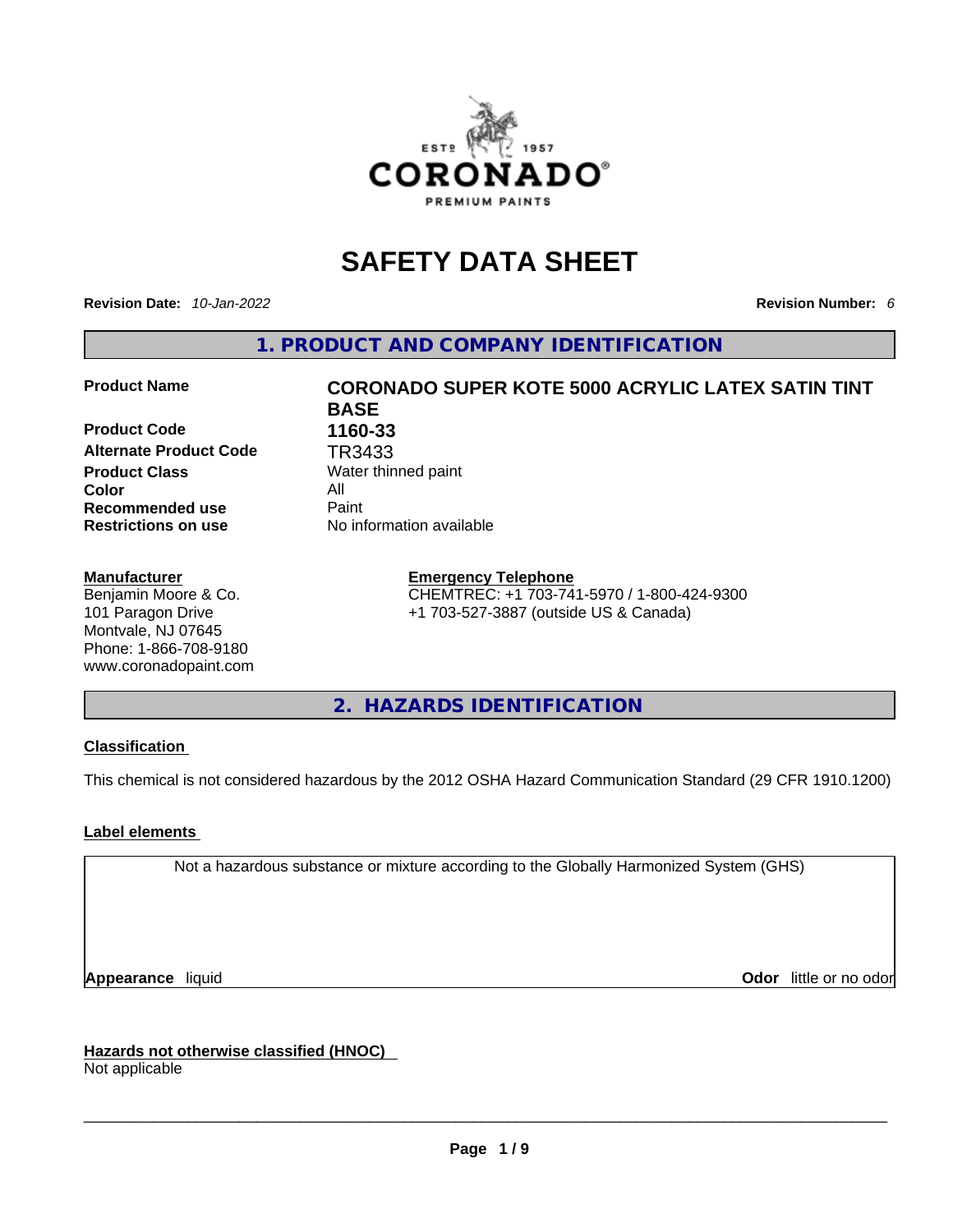# SAFETY DATA SHEET

**Revision Date:** *10-Jan-2022* **Revision Number:** *6*

## 1. PRODUCT AND COMPANY IDENTIFICATION

| | |
|---|---|
| **Product Name** | **CORONADO SUPER KOTE 5000 ACRYLIC LATEX SATIN TINT BASE** |
| **Product Code** | **1160-33** |
| **Alternate Product Code** | TR3433 |
| **Product Class** | Water thinned paint |
| **Color** | All |
| **Recommended use** | Paint |
| **Restrictions on use** | No information available |

**Manufacturer**
Benjamin Moore & Co.
101 Paragon Drive
Montvale, NJ 07645
Phone: 1-866-708-9180
www.coronadopaint.com

**Emergency Telephone**
CHEMTREC: +1 703-741-5970 / 1-800-424-9300
+1 703-527-3887 (outside US & Canada)

## 2. HAZARDS IDENTIFICATION

**Classification**

This chemical is not considered hazardous by the 2012 OSHA Hazard Communication Standard (29 CFR 1910.1200)

**Label elements**

Not a hazardous substance or mixture according to the Globally Harmonized System (GHS)

**Appearance** liquid **Odor** little or no odor

**Hazards not otherwise classified (HNOC)**
Not applicable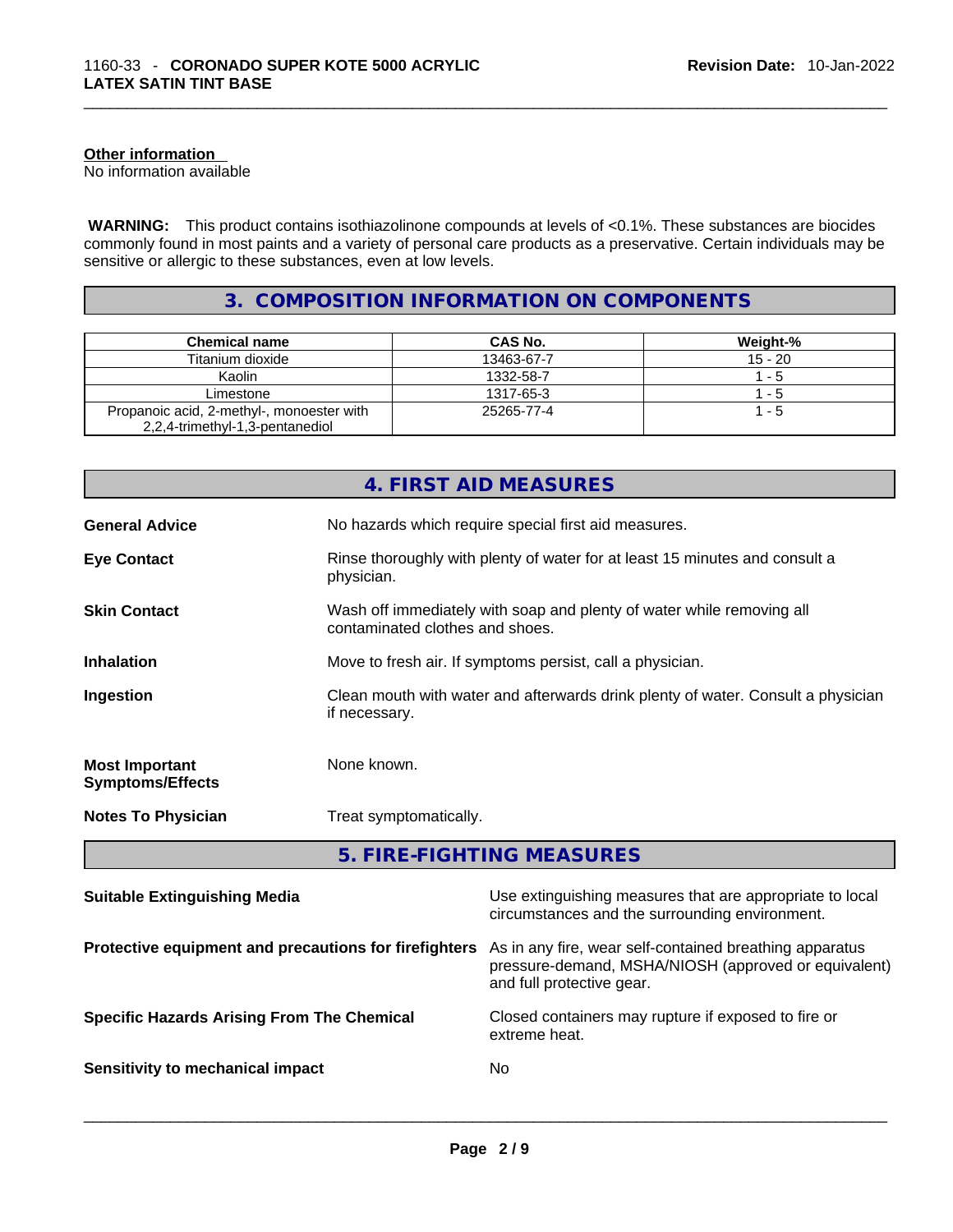#### Other information

No information available

**WARNING:** This product contains isothiazolinone compounds at levels of <0.1%. These substances are biocides commonly found in most paints and a variety of personal care products as a preservative. Certain individuals may be sensitive or allergic to these substances, even at low levels.

## 3. COMPOSITION INFORMATION ON COMPONENTS

| Chemical name | CAS No. | Weight-% |
|---|---|---|
| Titanium dioxide | 13463-67-7 | 15 - 20 |
| Kaolin | 1332-58-7 | 1 - 5 |
| Limestone | 1317-65-3 | 1 - 5 |
| Propanoic acid, 2-methyl-, monoester with 2,2,4-trimethyl-1,3-pentanediol | 25265-77-4 | 1 - 5 |

## 4. FIRST AID MEASURES

**General Advice** No hazards which require special first aid measures.

**Eye Contact** Rinse thoroughly with plenty of water for at least 15 minutes and consult a physician.

**Skin Contact** Wash off immediately with soap and plenty of water while removing all contaminated clothes and shoes.

**Inhalation** Move to fresh air. If symptoms persist, call a physician.

**Ingestion** Clean mouth with water and afterwards drink plenty of water. Consult a physician if necessary.

**Most Important Symptoms/Effects** None known.

**Notes To Physician** Treat symptomatically.

## 5. FIRE-FIGHTING MEASURES

**Suitable Extinguishing Media** Use extinguishing measures that are appropriate to local circumstances and the surrounding environment.

**Protective equipment and precautions for firefighters** As in any fire, wear self-contained breathing apparatus pressure-demand, MSHA/NIOSH (approved or equivalent) and full protective gear.

**Specific Hazards Arising From The Chemical** Closed containers may rupture if exposed to fire or extreme heat.

**Sensitivity to mechanical impact** No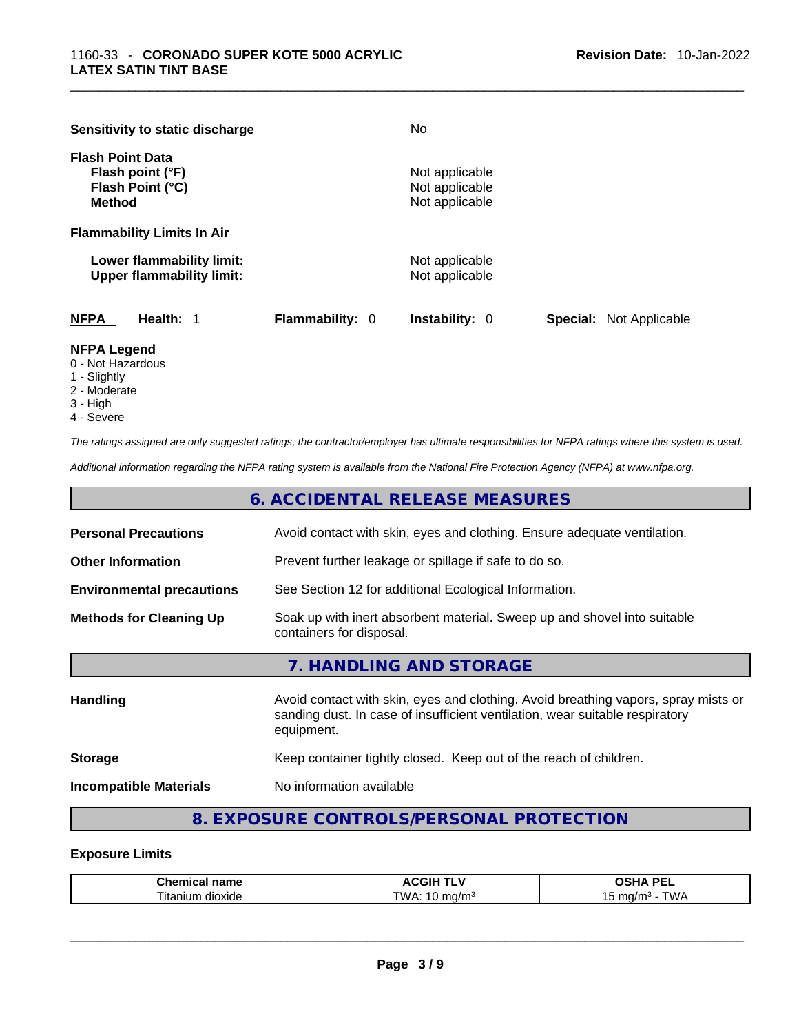**Sensitivity to static discharge** No

**Flash Point Data**
**Flash point (°F)** Not applicable
**Flash Point (°C)** Not applicable
**Method** Not applicable

**Flammability Limits In Air**

**Lower flammability limit:** Not applicable
**Upper flammability limit:** Not applicable

| **NFPA** | **Health:** 1 | **Flammability:** 0 | **Instability:** 0 | **Special:** Not Applicable |
|---|---|---|---|---|

**NFPA Legend**
0 - Not Hazardous
1 - Slightly
2 - Moderate
3 - High
4 - Severe

*The ratings assigned are only suggested ratings, the contractor/employer has ultimate responsibilities for NFPA ratings where this system is used.*

*Additional information regarding the NFPA rating system is available from the National Fire Protection Agency (NFPA) at www.nfpa.org.*

## 6. ACCIDENTAL RELEASE MEASURES

**Personal Precautions** Avoid contact with skin, eyes and clothing. Ensure adequate ventilation.

**Other Information** Prevent further leakage or spillage if safe to do so.

**Environmental precautions** See Section 12 for additional Ecological Information.

**Methods for Cleaning Up** Soak up with inert absorbent material. Sweep up and shovel into suitable containers for disposal.

## 7. HANDLING AND STORAGE

**Handling** Avoid contact with skin, eyes and clothing. Avoid breathing vapors, spray mists or sanding dust. In case of insufficient ventilation, wear suitable respiratory equipment.

**Storage** Keep container tightly closed. Keep out of the reach of children.

**Incompatible Materials** No information available

## 8. EXPOSURE CONTROLS/PERSONAL PROTECTION

**Exposure Limits**

| Chemical name | ACGIH TLV | OSHA PEL |
|---|---|---|
| Titanium dioxide | TWA: 10 mg/m³ | 15 mg/m³ - TWA |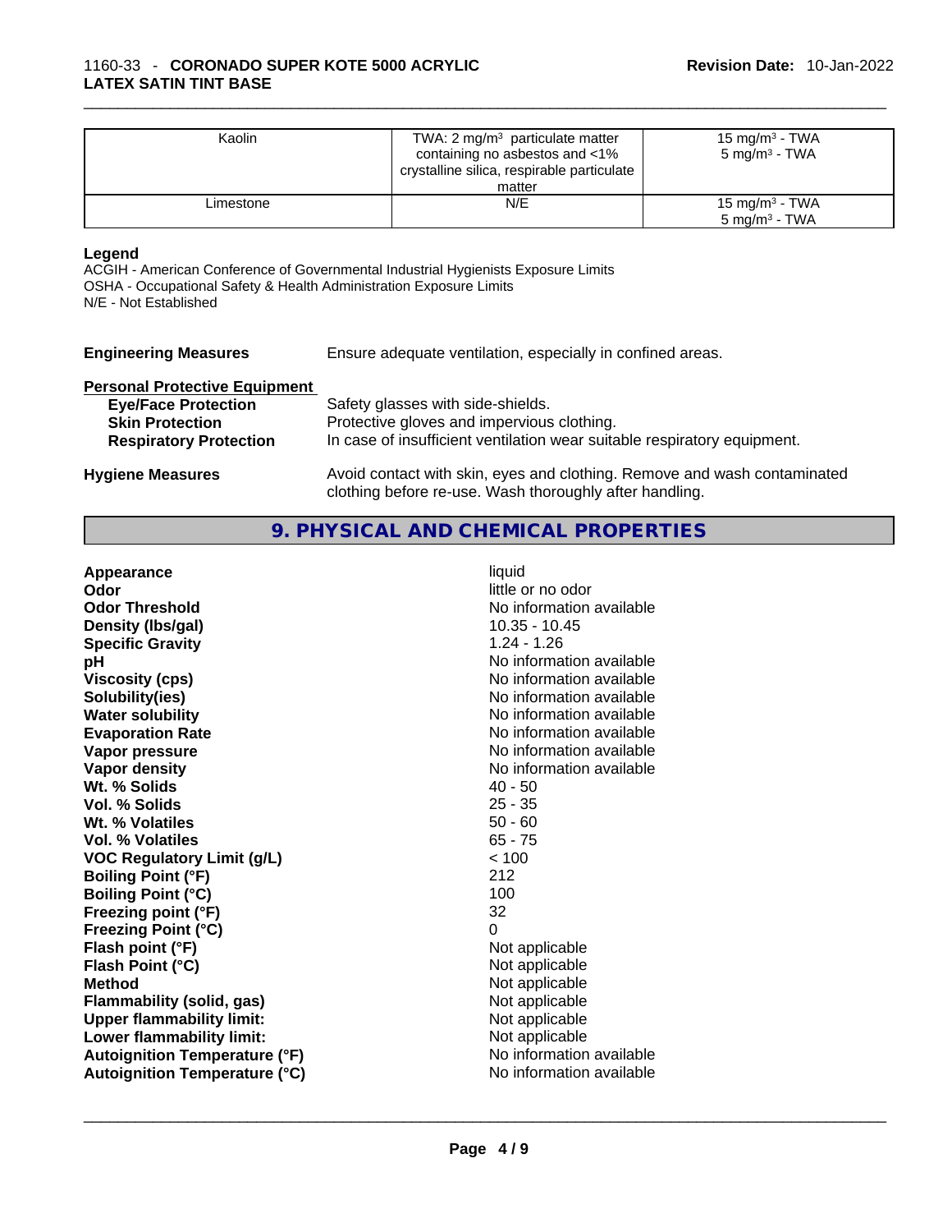| Kaolin | TWA: 2 mg/m³ particulate matter containing no asbestos and <1% crystalline silica, respirable particulate matter | 15 mg/m³ - TWA<br>5 mg/m³ - TWA |
|---|---|---|
| Limestone | N/E | 15 mg/m³ - TWA<br>5 mg/m³ - TWA |

**Legend**

ACGIH - American Conference of Governmental Industrial Hygienists Exposure Limits
OSHA - Occupational Safety & Health Administration Exposure Limits
N/E - Not Established

**Engineering Measures** Ensure adequate ventilation, especially in confined areas.

**Personal Protective Equipment**

**Eye/Face Protection** Safety glasses with side-shields.

**Skin Protection** Protective gloves and impervious clothing.

**Respiratory Protection** In case of insufficient ventilation wear suitable respiratory equipment.

**Hygiene Measures** Avoid contact with skin, eyes and clothing. Remove and wash contaminated clothing before re-use. Wash thoroughly after handling.

## 9. PHYSICAL AND CHEMICAL PROPERTIES

| | |
|---|---|
| **Appearance** | liquid |
| **Odor** | little or no odor |
| **Odor Threshold** | No information available |
| **Density (lbs/gal)** | 10.35 - 10.45 |
| **Specific Gravity** | 1.24 - 1.26 |
| **pH** | No information available |
| **Viscosity (cps)** | No information available |
| **Solubility(ies)** | No information available |
| **Water solubility** | No information available |
| **Evaporation Rate** | No information available |
| **Vapor pressure** | No information available |
| **Vapor density** | No information available |
| **Wt. % Solids** | 40 - 50 |
| **Vol. % Solids** | 25 - 35 |
| **Wt. % Volatiles** | 50 - 60 |
| **Vol. % Volatiles** | 65 - 75 |
| **VOC Regulatory Limit (g/L)** | < 100 |
| **Boiling Point (°F)** | 212 |
| **Boiling Point (°C)** | 100 |
| **Freezing point (°F)** | 32 |
| **Freezing Point (°C)** | 0 |
| **Flash point (°F)** | Not applicable |
| **Flash Point (°C)** | Not applicable |
| **Method** | Not applicable |
| **Flammability (solid, gas)** | Not applicable |
| **Upper flammability limit:** | Not applicable |
| **Lower flammability limit:** | Not applicable |
| **Autoignition Temperature (°F)** | No information available |
| **Autoignition Temperature (°C)** | No information available |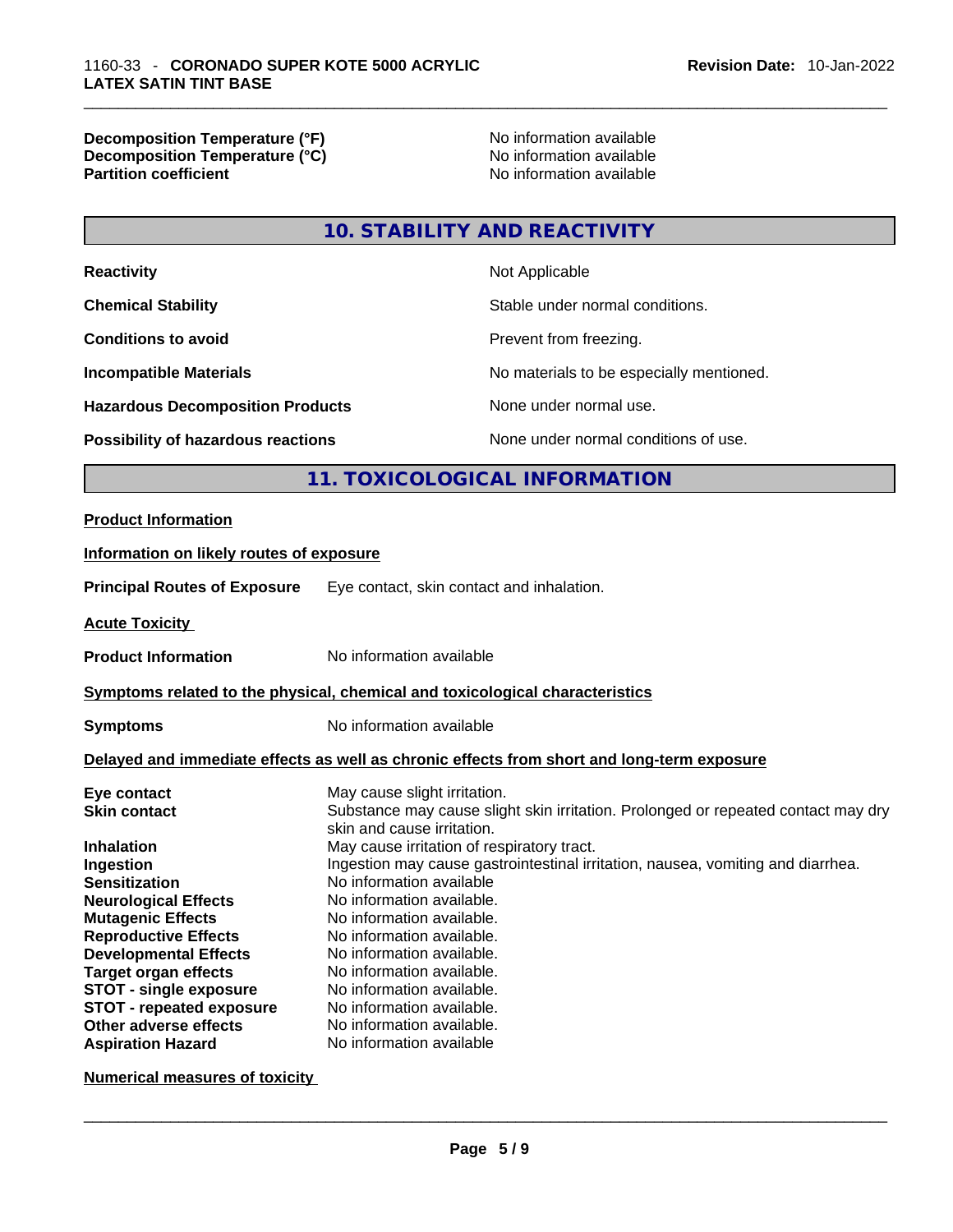| | |
|---|---|
| **Decomposition Temperature (°F)** | No information available |
| **Decomposition Temperature (°C)** | No information available |
| **Partition coefficient** | No information available |

## 10. STABILITY AND REACTIVITY

| | |
|---|---|
| **Reactivity** | Not Applicable |
| **Chemical Stability** | Stable under normal conditions. |
| **Conditions to avoid** | Prevent from freezing. |
| **Incompatible Materials** | No materials to be especially mentioned. |
| **Hazardous Decomposition Products** | None under normal use. |
| **Possibility of hazardous reactions** | None under normal conditions of use. |

## 11. TOXICOLOGICAL INFORMATION

**Product Information**

**Information on likely routes of exposure**

**Principal Routes of Exposure** Eye contact, skin contact and inhalation.

**Acute Toxicity**

**Product Information** No information available

**Symptoms related to the physical, chemical and toxicological characteristics**

**Symptoms** No information available

**Delayed and immediate effects as well as chronic effects from short and long-term exposure**

| | |
|---|---|
| **Eye contact** | May cause slight irritation. |
| **Skin contact** | Substance may cause slight skin irritation. Prolonged or repeated contact may dry skin and cause irritation. |
| **Inhalation** | May cause irritation of respiratory tract. |
| **Ingestion** | Ingestion may cause gastrointestinal irritation, nausea, vomiting and diarrhea. |
| **Sensitization** | No information available |
| **Neurological Effects** | No information available. |
| **Mutagenic Effects** | No information available. |
| **Reproductive Effects** | No information available. |
| **Developmental Effects** | No information available. |
| **Target organ effects** | No information available. |
| **STOT - single exposure** | No information available. |
| **STOT - repeated exposure** | No information available. |
| **Other adverse effects** | No information available. |
| **Aspiration Hazard** | No information available |

**Numerical measures of toxicity**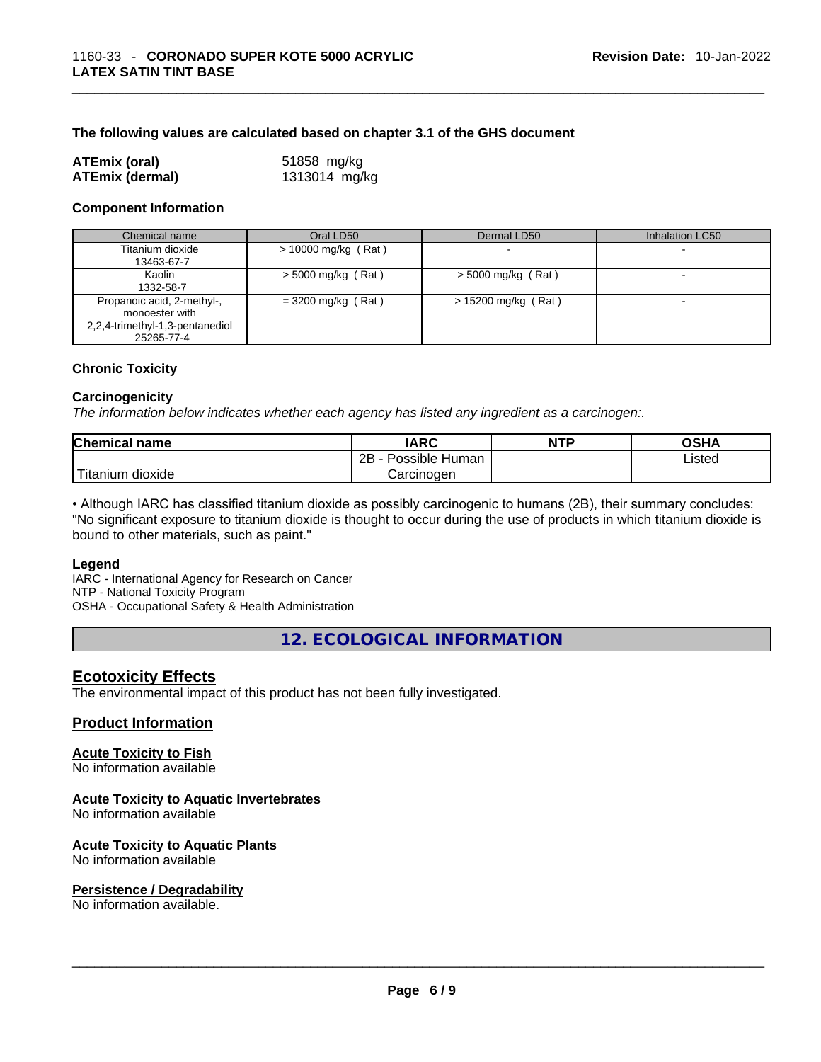**The following values are calculated based on chapter 3.1 of the GHS document**

| | |
|---|---|
| **ATEmix (oral)** | 51858 mg/kg |
| **ATEmix (dermal)** | 1313014 mg/kg |

## Component Information

| Chemical name | Oral LD50 | Dermal LD50 | Inhalation LC50 |
|---|---|---|---|
| Titanium dioxide<br>13463-67-7 | > 10000 mg/kg ( Rat ) | - | - |
| Kaolin<br>1332-58-7 | > 5000 mg/kg ( Rat ) | > 5000 mg/kg ( Rat ) | - |
| Propanoic acid, 2-methyl-, monoester with 2,2,4-trimethyl-1,3-pentanediol<br>25265-77-4 | = 3200 mg/kg ( Rat ) | > 15200 mg/kg ( Rat ) | - |

## Chronic Toxicity

### Carcinogenicity

*The information below indicates whether each agency has listed any ingredient as a carcinogen:.*

| Chemical name | IARC | NTP | OSHA |
|---|---|---|---|
| Titanium dioxide | 2B - Possible Human Carcinogen | | Listed |

• Although IARC has classified titanium dioxide as possibly carcinogenic to humans (2B), their summary concludes: "No significant exposure to titanium dioxide is thought to occur during the use of products in which titanium dioxide is bound to other materials, such as paint."

**Legend**

IARC - International Agency for Research on Cancer
NTP - National Toxicity Program
OSHA - Occupational Safety & Health Administration

# 12. ECOLOGICAL INFORMATION

## Ecotoxicity Effects

The environmental impact of this product has not been fully investigated.

## Product Information

### Acute Toxicity to Fish

No information available

### Acute Toxicity to Aquatic Invertebrates

No information available

### Acute Toxicity to Aquatic Plants

No information available

### Persistence / Degradability

No information available.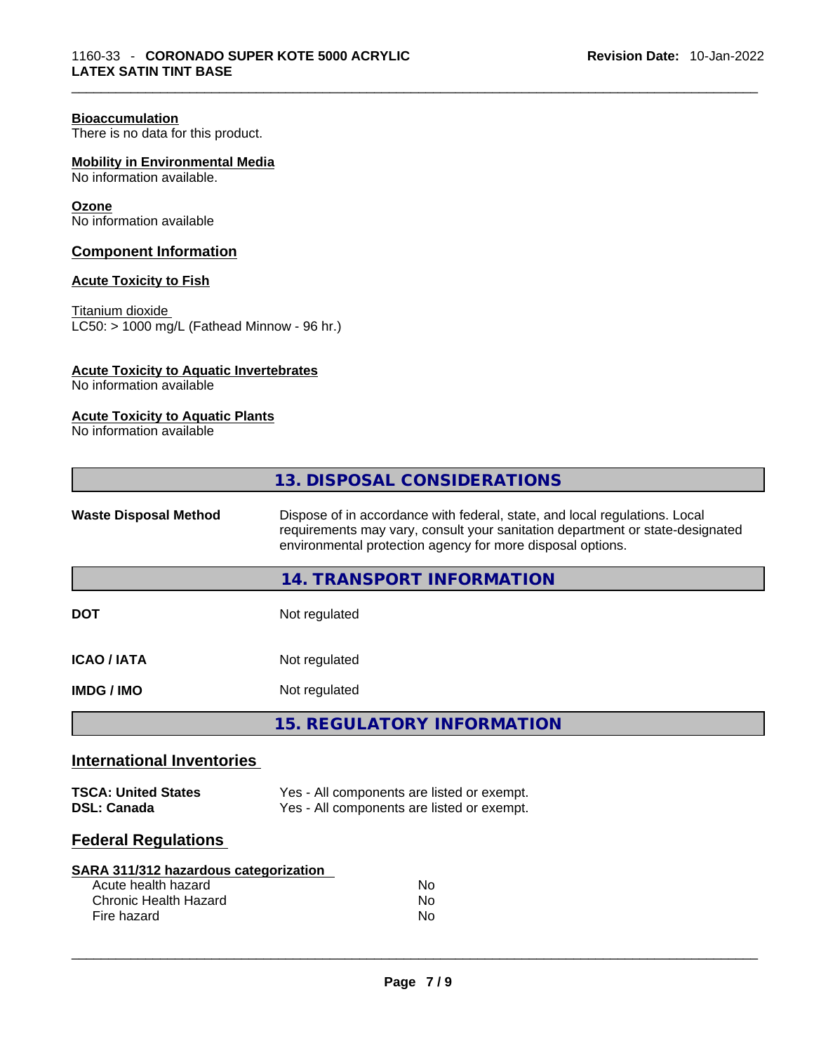### Bioaccumulation

There is no data for this product.

### Mobility in Environmental Media

No information available.

### Ozone

No information available

### Component Information

### Acute Toxicity to Fish

Titanium dioxide
LC50: > 1000 mg/L (Fathead Minnow - 96 hr.)

### Acute Toxicity to Aquatic Invertebrates

No information available

### Acute Toxicity to Aquatic Plants

No information available

## 13. DISPOSAL CONSIDERATIONS

**Waste Disposal Method** Dispose of in accordance with federal, state, and local regulations. Local requirements may vary, consult your sanitation department or state-designated environmental protection agency for more disposal options.

## 14. TRANSPORT INFORMATION

| | |
|---|---|
| **DOT** | Not regulated |
| **ICAO / IATA** | Not regulated |
| **IMDG / IMO** | Not regulated |

## 15. REGULATORY INFORMATION

### International Inventories

| | |
|---|---|
| **TSCA: United States** | Yes - All components are listed or exempt. |
| **DSL: Canada** | Yes - All components are listed or exempt. |

### Federal Regulations

**SARA 311/312 hazardous categorization**

| | |
|---|---|
| Acute health hazard | No |
| Chronic Health Hazard | No |
| Fire hazard | No |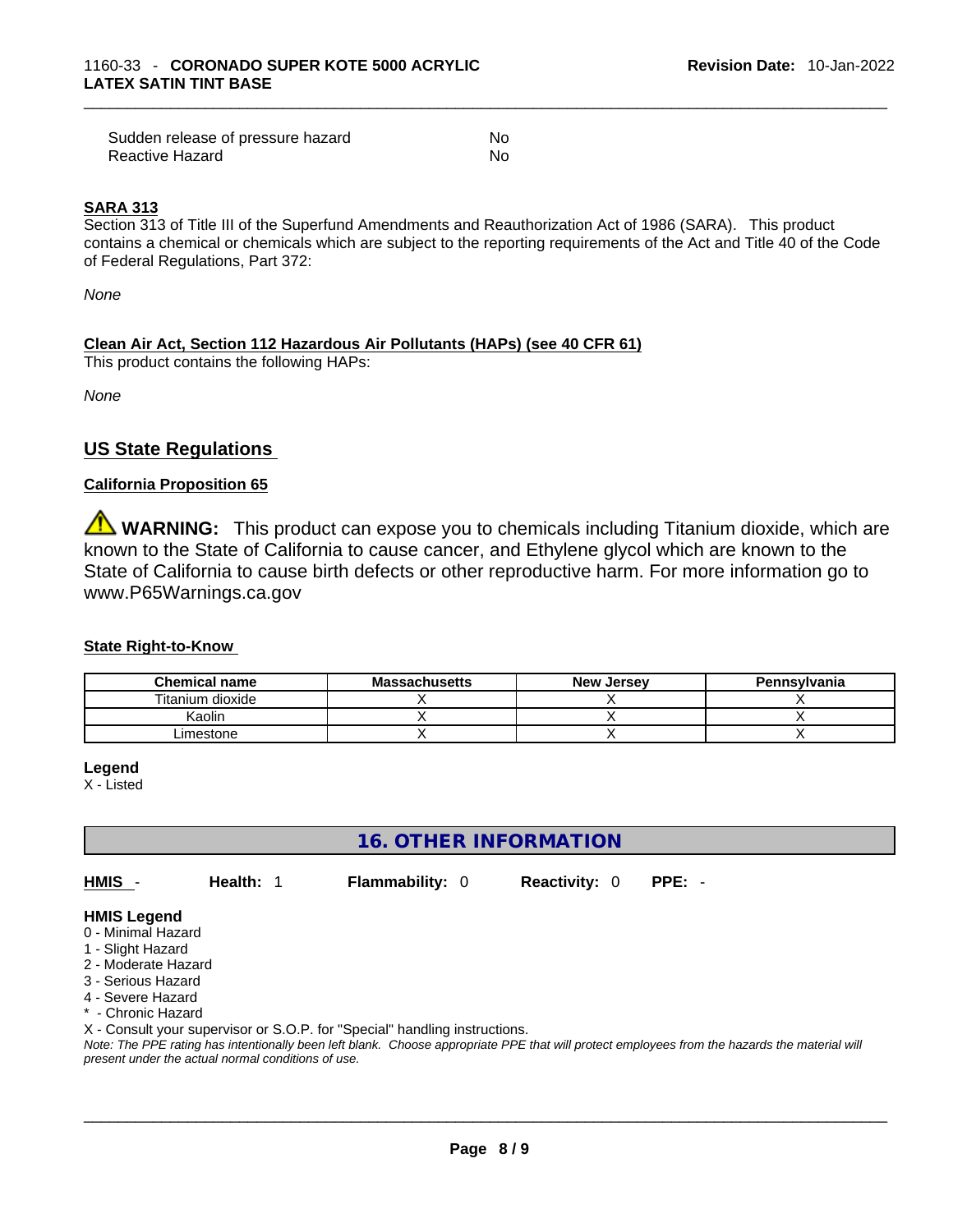| | |
|---|---|
| Sudden release of pressure hazard | No |
| Reactive Hazard | No |

**SARA 313**

Section 313 of Title III of the Superfund Amendments and Reauthorization Act of 1986 (SARA). This product contains a chemical or chemicals which are subject to the reporting requirements of the Act and Title 40 of the Code of Federal Regulations, Part 372:

*None*

**Clean Air Act, Section 112 Hazardous Air Pollutants (HAPs) (see 40 CFR 61)**

This product contains the following HAPs:

*None*

## US State Regulations

**California Proposition 65**

⚠ **WARNING:** This product can expose you to chemicals including Titanium dioxide, which are known to the State of California to cause cancer, and Ethylene glycol which are known to the State of California to cause birth defects or other reproductive harm. For more information go to www.P65Warnings.ca.gov

**State Right-to-Know**

| Chemical name | Massachusetts | New Jersey | Pennsylvania |
|---|---|---|---|
| Titanium dioxide | X | X | X |
| Kaolin | X | X | X |
| Limestone | X | X | X |

**Legend**

X - Listed

## 16. OTHER INFORMATION

**HMIS** - **Health:** 1 **Flammability:** 0 **Reactivity:** 0 **PPE:** -

**HMIS Legend**

0 - Minimal Hazard
1 - Slight Hazard
2 - Moderate Hazard
3 - Serious Hazard
4 - Severe Hazard
* - Chronic Hazard
X - Consult your supervisor or S.O.P. for "Special" handling instructions.

*Note: The PPE rating has intentionally been left blank. Choose appropriate PPE that will protect employees from the hazards the material will present under the actual normal conditions of use.*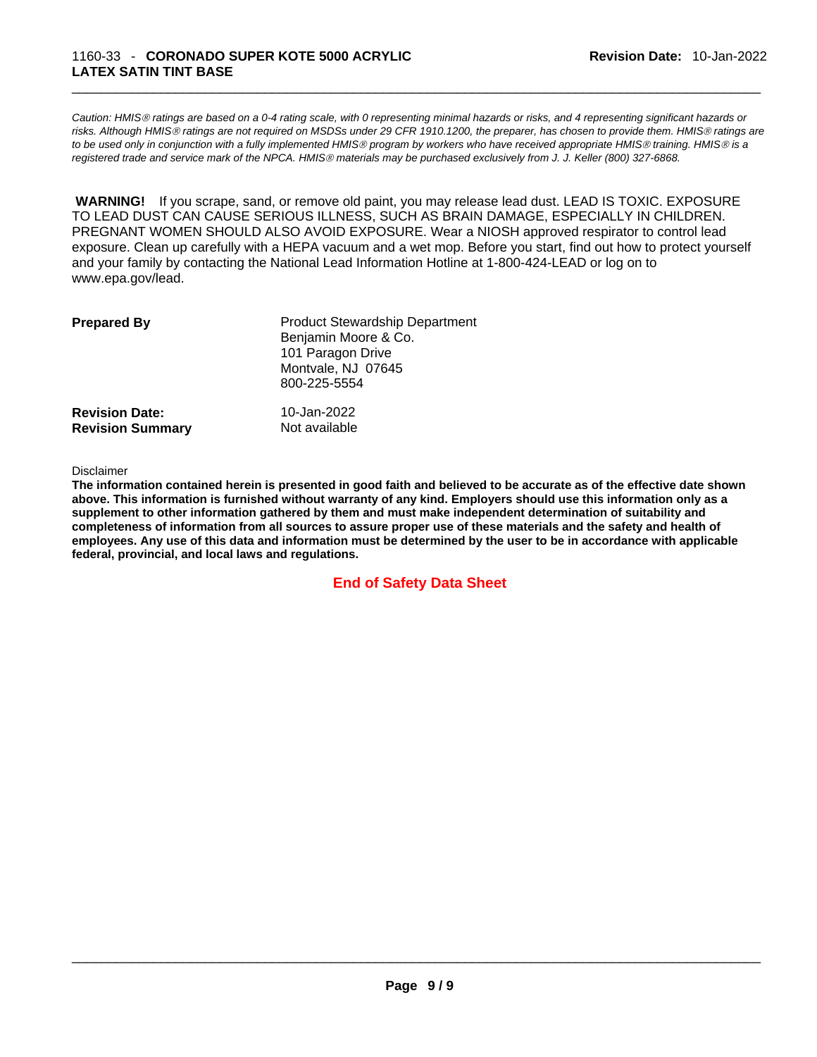*Caution: HMIS® ratings are based on a 0-4 rating scale, with 0 representing minimal hazards or risks, and 4 representing significant hazards or risks. Although HMIS® ratings are not required on MSDSs under 29 CFR 1910.1200, the preparer, has chosen to provide them. HMIS® ratings are to be used only in conjunction with a fully implemented HMIS® program by workers who have received appropriate HMIS® training. HMIS® is a registered trade and service mark of the NPCA. HMIS® materials may be purchased exclusively from J. J. Keller (800) 327-6868.*

**WARNING!** If you scrape, sand, or remove old paint, you may release lead dust. LEAD IS TOXIC. EXPOSURE TO LEAD DUST CAN CAUSE SERIOUS ILLNESS, SUCH AS BRAIN DAMAGE, ESPECIALLY IN CHILDREN. PREGNANT WOMEN SHOULD ALSO AVOID EXPOSURE. Wear a NIOSH approved respirator to control lead exposure. Clean up carefully with a HEPA vacuum and a wet mop. Before you start, find out how to protect yourself and your family by contacting the National Lead Information Hotline at 1-800-424-LEAD or log on to www.epa.gov/lead.

| | |
|---|---|
| **Prepared By** | Product Stewardship Department<br>Benjamin Moore & Co.<br>101 Paragon Drive<br>Montvale, NJ 07645<br>800-225-5554 |
| **Revision Date:** | 10-Jan-2022 |
| **Revision Summary** | Not available |

Disclaimer

**The information contained herein is presented in good faith and believed to be accurate as of the effective date shown above. This information is furnished without warranty of any kind. Employers should use this information only as a supplement to other information gathered by them and must make independent determination of suitability and completeness of information from all sources to assure proper use of these materials and the safety and health of employees. Any use of this data and information must be determined by the user to be in accordance with applicable federal, provincial, and local laws and regulations.**

**End of Safety Data Sheet**